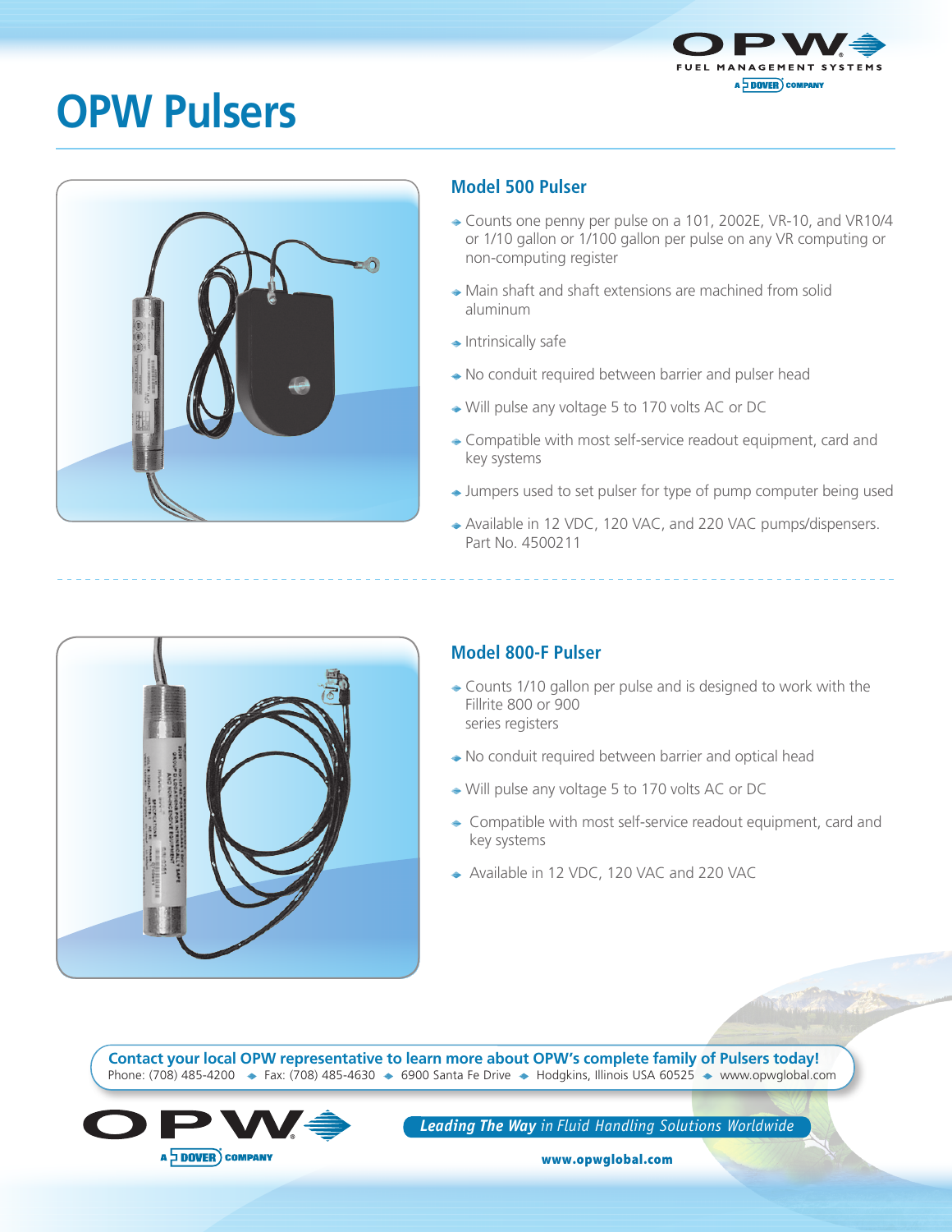# OPW Pulsers

OPW FUEL MANAGEMENT SYSTEMS
A DOVER COMPANY

## Model 500 Pulser

- Counts one penny per pulse on a 101, 2002E, VR-10, and VR10/4 or 1/10 gallon or 1/100 gallon per pulse on any VR computing or non-computing register
- Main shaft and shaft extensions are machined from solid aluminum
- Intrinsically safe
- No conduit required between barrier and pulser head
- Will pulse any voltage 5 to 170 volts AC or DC
- Compatible with most self-service readout equipment, card and key systems
- Jumpers used to set pulser for type of pump computer being used
- Available in 12 VDC, 120 VAC, and 220 VAC pumps/dispensers. Part No. 4500211

## Model 800-F Pulser

- Counts 1/10 gallon per pulse and is designed to work with the Fillrite 800 or 900 series registers
- No conduit required between barrier and optical head
- Will pulse any voltage 5 to 170 volts AC or DC
- Compatible with most self-service readout equipment, card and key systems
- Available in 12 VDC, 120 VAC and 220 VAC

**Contact your local OPW representative to learn more about OPW's complete family of Pulsers today!**
Phone: (708) 485-4200 ◆ Fax: (708) 485-4630 ◆ 6900 Santa Fe Drive ◆ Hodgkins, Illinois USA 60525 ◆ www.opwglobal.com

OPW A DOVER COMPANY

***Leading The Way** in Fluid Handling Solutions Worldwide*

**www.opwglobal.com**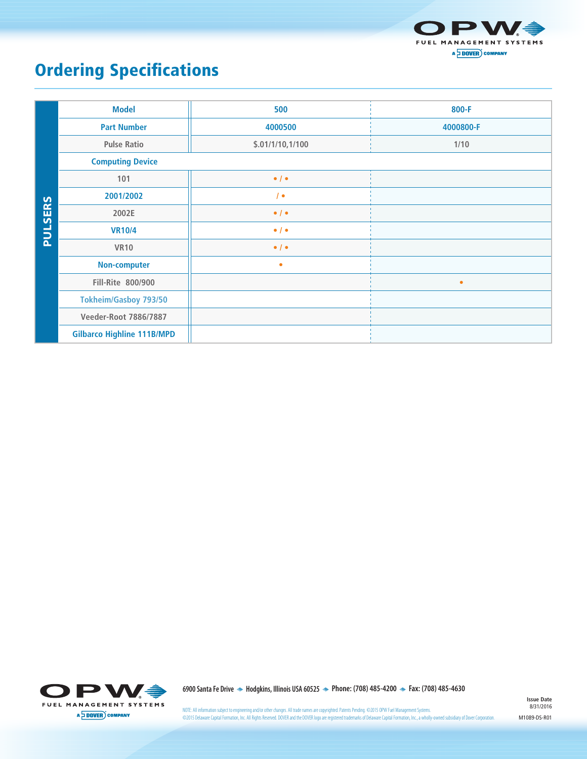## Ordering Specifications

| PULSERS | | | |
|---|---|---|---|
| | **Model** | **500** | **800-F** |
| | **Part Number** | 4000500 | 4000800-F |
| | Pulse Ratio | $.01/1/10,1/100 | 1/10 |
| | **Computing Device** | | |
| | 101 | • / • | |
| | 2001/2002 | / • | |
| | 2002E | • / • | |
| | VR10/4 | • / • | |
| | VR10 | • / • | |
| | Non-computer | • | |
| | Fill-Rite 800/900 | | • |
| | Tokheim/Gasboy 793/50 | | |
| | Veeder-Root 7886/7887 | | |
| | Gilbarco Highline 111B/MPD | | |

6900 Santa Fe Drive ◆ Hodgkins, Illinois USA 60525 ◆ Phone: (708) 485-4200 ◆ Fax: (708) 485-4630

NOTE: All information subject to engineering and/or other changes. All trade names are copyrighted. Patents Pending. ©2015 OPW Fuel Management Systems.
©2015 Delaware Capital Formation, Inc. All Rights Reserved. DOVER and the DOVER logo are registered trademarks of Delaware Capital Formation, Inc., a wholly-owned subsidiary of Dover Corporation.

Issue Date
8/31/2016

M1089-DS-R01